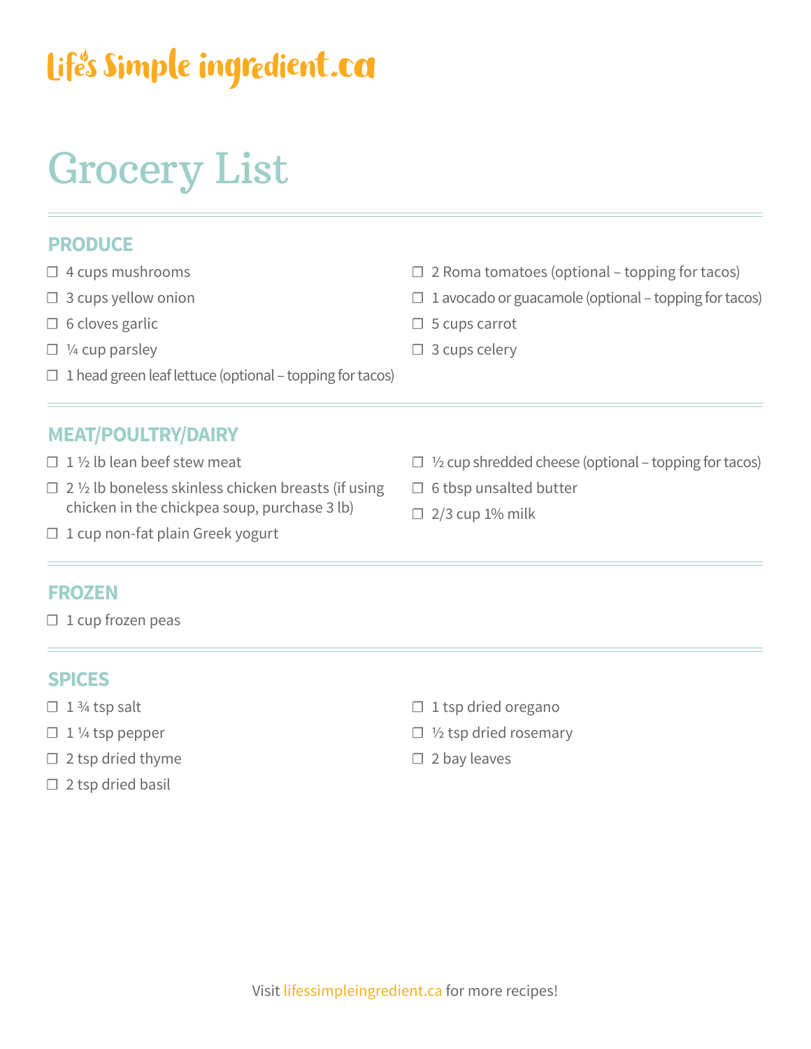Life's Simple ingredient.ca

# Grocery List

## PRODUCE

- ☐ 4 cups mushrooms
- ☐ 3 cups yellow onion
- ☐ 6 cloves garlic
- ☐ ¼ cup parsley
- ☐ 1 head green leaf lettuce (optional – topping for tacos)
- ☐ 2 Roma tomatoes (optional – topping for tacos)
- ☐ 1 avocado or guacamole (optional – topping for tacos)
- ☐ 5 cups carrot
- ☐ 3 cups celery

## MEAT/POULTRY/DAIRY

- ☐ 1 ½ lb lean beef stew meat
- ☐ 2 ½ lb boneless skinless chicken breasts (if using chicken in the chickpea soup, purchase 3 lb)
- ☐ 1 cup non-fat plain Greek yogurt
- ☐ ½ cup shredded cheese (optional – topping for tacos)
- ☐ 6 tbsp unsalted butter
- ☐ 2/3 cup 1% milk

## FROZEN

- ☐ 1 cup frozen peas

## SPICES

- ☐ 1 ¾ tsp salt
- ☐ 1 ¼ tsp pepper
- ☐ 2 tsp dried thyme
- ☐ 2 tsp dried basil
- ☐ 1 tsp dried oregano
- ☐ ½ tsp dried rosemary
- ☐ 2 bay leaves

Visit lifessimpleingredient.ca for more recipes!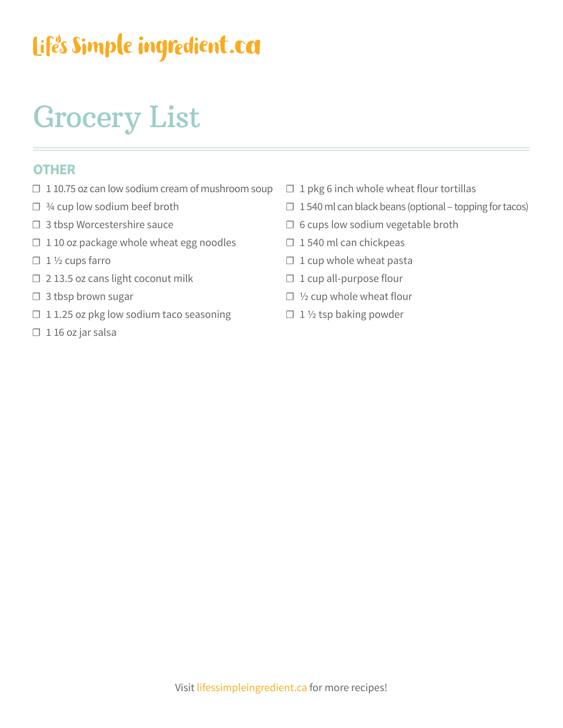Life's Simple ingredient.ca

# Grocery List

## OTHER

- ☐ 1 10.75 oz can low sodium cream of mushroom soup
- ☐ ¾ cup low sodium beef broth
- ☐ 3 tbsp Worcestershire sauce
- ☐ 1 10 oz package whole wheat egg noodles
- ☐ 1 ½ cups farro
- ☐ 2 13.5 oz cans light coconut milk
- ☐ 3 tbsp brown sugar
- ☐ 1 1.25 oz pkg low sodium taco seasoning
- ☐ 1 16 oz jar salsa
- ☐ 1 pkg 6 inch whole wheat flour tortillas
- ☐ 1 540 ml can black beans (optional – topping for tacos)
- ☐ 6 cups low sodium vegetable broth
- ☐ 1 540 ml can chickpeas
- ☐ 1 cup whole wheat pasta
- ☐ 1 cup all-purpose flour
- ☐ ½ cup whole wheat flour
- ☐ 1 ½ tsp baking powder

Visit lifessimpleingredient.ca for more recipes!